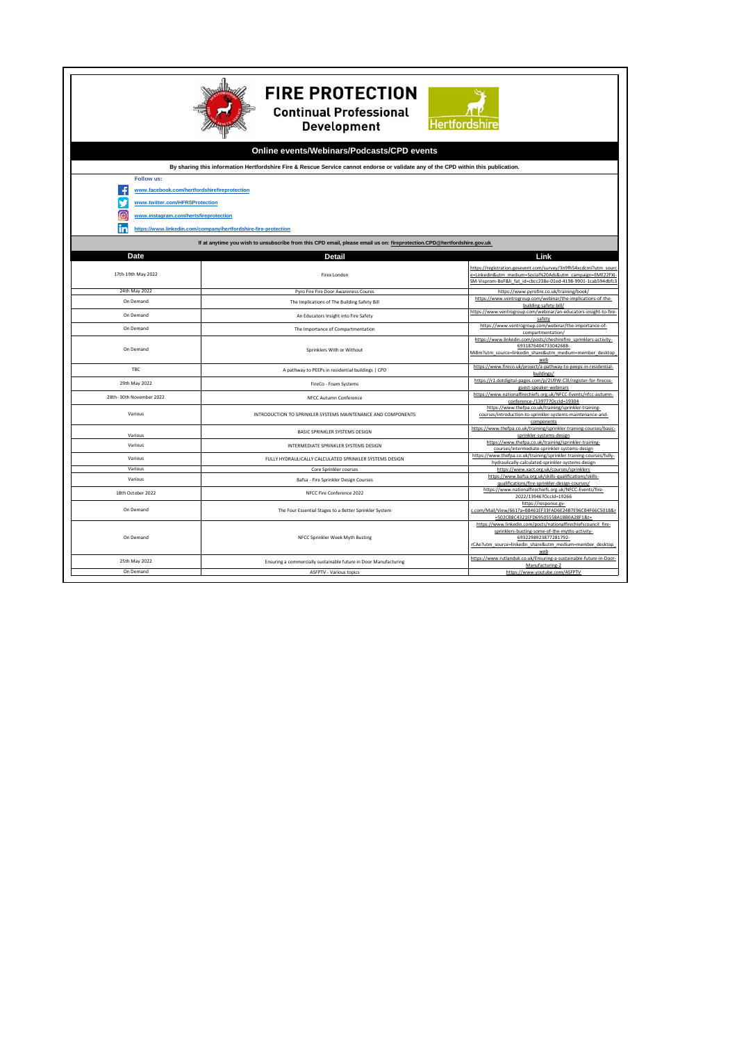# FIRE PROTECTION

## Continual Professional Development

Hertfordshire

### Online events/Webinars/Podcasts/CPD events

**By sharing this information Hertfordshire Fire & Rescue Service cannot endorse or validate any of the CPD within this publication.**

**Follow us:**

www.facebook.com/hertfordshirefireprotection

www.twitter.com/HFRSProtection

www.instagram.com/hertsfireprotection

https://www.linkedin.com/company/hertfordshire-fire-protection

**If at anytime you wish to unsubscribe from this CPD email, please email us on: fireprotection.CPD@hertfordshire.gov.uk**

| Date | Detail | Link |
|---|---|---|
| 17th-19th May 2022 | Firex London | https://registration.gesevent.com/survey/3n9fh54xcdcmi?utm_source=Linkedin&utm_medium=Social%20Ads&utm_campaign=EME22FX-SM-Visprom-BoF&li_fat_id=cbcc238e-01ed-4198-9901-1cab594dbfc3 |
| 24th May 2022 | Pyro Fire Fire Door Awareness Coures | https://www.pyrofire.co.uk/training/book/ |
| On Demand | The Implications of The Building Safety Bill | https://www.ventrogroup.com/webinar/the-implications-of-the-building-safety-bill/ |
| On Demand | An Educators Insight into Fire Safety | https://www.ventrogroup.com/webinar/an-educators-insight-to-fire-safety |
| On Demand | The Importance of Compartmentation | https://www.ventrogroup.com/webinar/the-importance-of-compartmentation/ |
| On Demand | Sprinklers With or Without | https://www.linkedin.com/posts/cheshirefire_sprinklers-activity-6931876404733042688-Mi8m?utm_source=linkedin_share&utm_medium=member_desktop_web |
| TBC | A pathway to PEEPs in residential buildings \| CPD | https://www.fireco.uk/project/a-pathway-to-peeps-in-residential-buildings/ |
| 29th May 2022 | FireCo - Foam Systems | https://r1.dotdigital-pages.com/p/2U9W-C3I/register-for-firecos-guest-speaker-webinars |
| 28th- 30th November 2022 | NFCC Autumn Conference | https://www.nationalfirechiefs.org.uk/NFCC-Events/nfcc-autumn-conference-/139777OccId=19304 |
| Various | INTRODUCTION TO SPRINKLER SYSTEMS MAINTENANCE AND COMPONENTS | https://www.thefpa.co.uk/training/sprinkler-training-courses/introduction-to-sprinkler-systems-maintenance-and-components |
| Various | BASIC SPRINKLER SYSTEMS DESIGN | https://www.thefpa.co.uk/training/sprinkler-training-courses/basic-sprinkler-systems-design |
| Various | INTERMEDIATE SPRINKLER SYSTEMS DESIGN | https://www.thefpa.co.uk/training/sprinkler-training-courses/intermediate-sprinkler-systems-design |
| Various | FULLY HYDRAULICALLY CALCULATED SPRINKLER SYSTEMS DESIGN | https://www.thefpa.co.uk/training/sprinkler-training-courses/fully-hydraulically-calculated-sprinkler-systems-design |
| Various | Core Sprinkler courses | https://www.xact.org.uk/courses/sprinklers |
| Various | Bafsa - Fire Sprinkler Design Courses | https://www.bafsa.org.uk/skills-qualifications/skills-qualifications/fire-sprinkler-design-courses/ |
| 18th October 2022 | NFCC Fire Conference 2022 | https://www.nationalfirechiefs.org.uk/NFCC-Events/fire-2022/139467OccId=19266 |
| On Demand | The Four Essential Stages to a Better Sprinkler System | https://response.gv-c.com/Mail/View/661?a=B8461EF33FAD6E24B7E96CB4F66C5018&r=502CB8C4321EFD69505558A1BB0A28F1&t= |
| On Demand | NFCC Sprinkler Week Myth Busting | https://www.linkedin.com/posts/nationalfirechiefscouncil_fire-sprinklers-busting-some-of-the-myths-activity-6932298923877281792-rCAe?utm_source=linkedin_share&utm_medium=member_desktop_web |
| 25th May 2022 | Ensuring a commercially sustainable future in Door Manufacturing | https://www.rutlanduk.co.uk/Ensuring-a-sustainable-future-in-Door-Manufacturing-2 |
| On Demand | ASFPTV - Various topics | https://www.youtube.com/ASFPTV |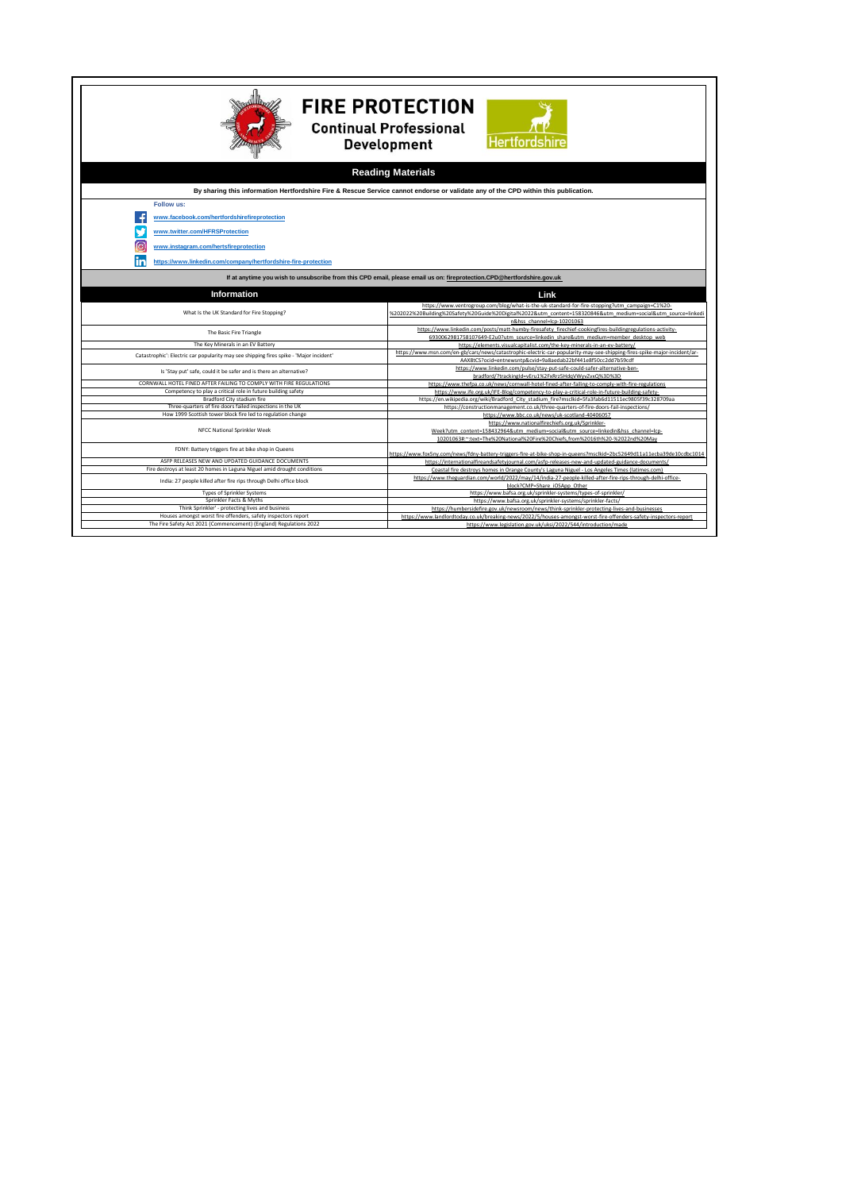# FIRE PROTECTION

## Continual Professional Development

Hertfordshire

## Reading Materials

**By sharing this information Hertfordshire Fire & Rescue Service cannot endorse or validate any of the CPD within this publication.**

**Follow us:**

- www.facebook.com/hertfordshirefireprotection
- www.twitter.com/HFRSProtection
- www.instagram.com/hertsfireprotection
- https://www.linkedin.com/company/hertfordshire-fire-protection

**If at anytime you wish to unsubscribe from this CPD email, please email us on: fireprotection.CPD@hertfordshire.gov.uk**

| Information | Link |
| --- | --- |
| What is the UK Standard for Fire Stopping? | https://www.ventrogroup.com/blog/what-is-the-uk-standard-for-fire-stopping?utm_campaign=C1%20-%202022%20Building%20Safety%20Guide%20Digital%2022&utm_content=158320846&utm_medium=social&utm_source=linkedin&hss_channel=lcp-10201063 |
| The Basic Fire Triangle | https://www.linkedin.com/posts/matt-humby-firesafety_firechief-cookingfires-buildingregulations-activity-6930062981758107649-E2u0?utm_source=linkedin_share&utm_medium=member_desktop_web |
| The Key Minerals in an EV Battery | https://elements.visualcapitalist.com/the-key-minerals-in-an-ev-battery/ |
| Catastrophic': Electric car popularity may see shipping fires spike - 'Major incident' | https://www.msn.com/en-gb/cars/news/catastrophic-electric-car-popularity-may-see-shipping-fires-spike-major-incident/ar-AAX8tCS?ocid=entnewsntp&cvid=9a8aedab22bf441e8f50cc2dd7b59cdf |
| Is 'Stay put' safe, could it be safer and is there an alternative? | https://www.linkedin.com/pulse/stay-put-safe-could-safer-alternative-ben-bradford/?trackingId=vEru1%2FxRrz5HdqVWyvZvxQ%3D%3D |
| CORNWALL HOTEL FINED AFTER FAILING TO COMPLY WITH FIRE REGULATIONS | https://www.thefpa.co.uk/news/cornwall-hotel-fined-after-failing-to-comply-with-fire-regulations |
| Competency to play a critical role in future building safety | https://www.ife.org.uk/IFE-Blog/competency-to-play-a-critical-role-in-future-building-safety- |
| Bradford City stadium fire | https://en.wikipedia.org/wiki/Bradford_City_stadium_fire?msclkid=5fa3fab6d11511ec9805f39c328709aa |
| Three-quarters of fire doors failed inspections in the UK | https://constructionmanagement.co.uk/three-quarters-of-fire-doors-fail-inspections/ |
| How 1999 Scottish tower block fire led to regulation change | https://www.bbc.co.uk/news/uk-scotland-40406057 |
| NFCC National Sprinkler Week | https://www.nationalfirechiefs.org.uk/Sprinkler-Week?utm_content=158432964&utm_medium=social&utm_source=linkedin&hss_channel=lcp-10201063#:~:text=The%20National%20Fire%20Chiefs,from%2016th%20-%2022nd%20May |
| FDNY: Battery triggers fire at bike shop in Queens | https://www.fox5ny.com/news/fdny-battery-triggers-fire-at-bike-shop-in-queens?msclkid=2bc52649d11a11ecba39de10cdbc1014 |
| ASFP RELEASES NEW AND UPDATED GUIDANCE DOCUMENTS | https://internationalfireandsafetyjournal.com/asfp-releases-new-and-updated-guidance-documents/ |
| Fire destroys at least 20 homes in Laguna Niguel amid drought conditions | Coastal fire destroys homes in Orange County's Laguna Niguel - Los Angeles Times (latimes.com) |
| India: 27 people killed after fire rips through Delhi office block | https://www.theguardian.com/world/2022/may/14/india-27-people-killed-after-fire-rips-through-delhi-office-block?CMP=Share_iOSApp_Other |
| Types of Sprinkler Systems | https://www.bafsa.org.uk/sprinkler-systems/types-of-sprinkler/ |
| Sprinkler Facts & Myths | https://www.bafsa.org.uk/sprinkler-systems/sprinkler-facts/ |
| Think Sprinkler' - protecting lives and business | https://humbersidefire.gov.uk/newsroom/news/think-sprinkler-protecting-lives-and-businesses |
| Houses amongst worst fire offenders, safety inspectors report | https://www.landlordtoday.co.uk/breaking-news/2022/5/houses-amongst-worst-fire-offenders-safety-inspectors-report |
| The Fire Safety Act 2021 (Commencement) (England) Regulations 2022 | https://www.legislation.gov.uk/uksi/2022/544/introduction/made |